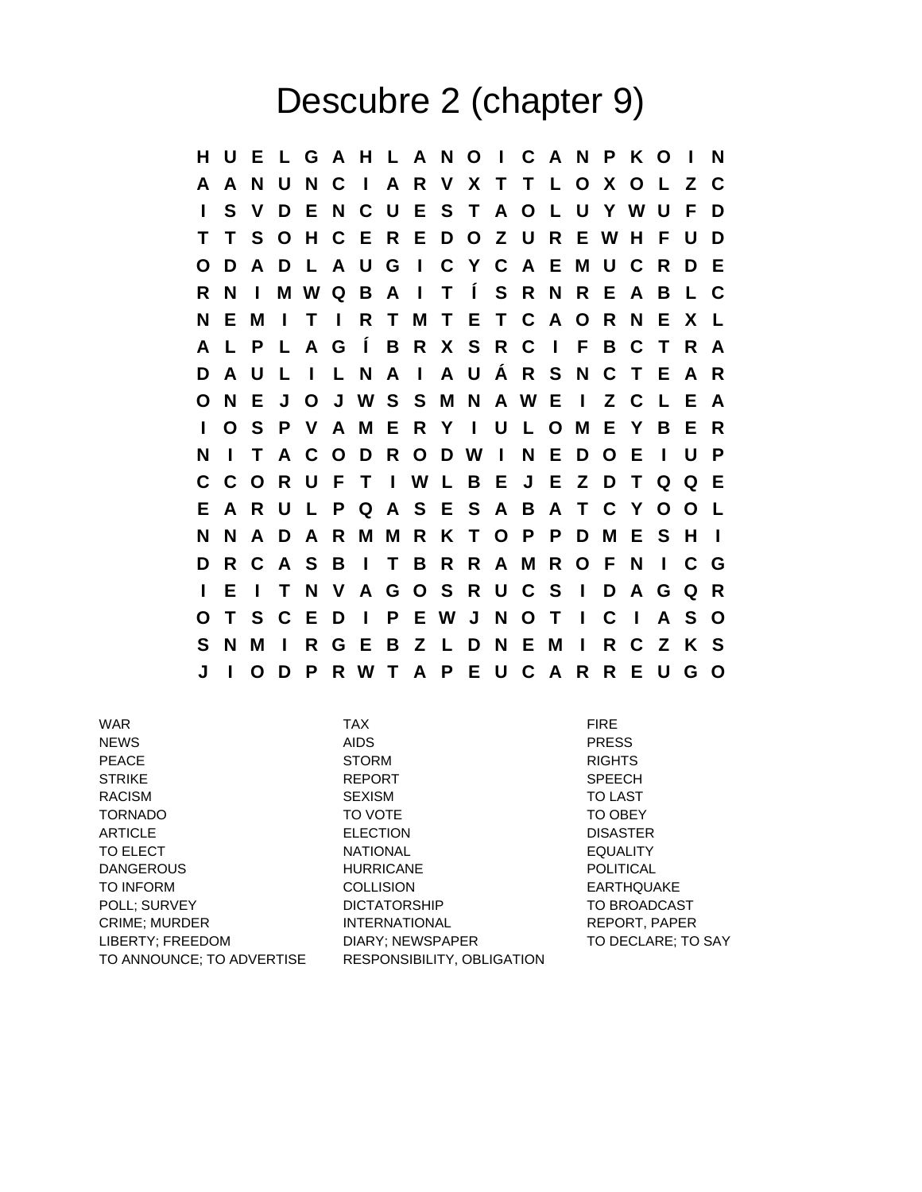# Descubre 2 (chapter 9)

```
H U E L G A H L A N O I C A N P K O I N
A A N U N C I A R V X T T L O X O L Z C
I S V D E N C U E S T A O L U Y W U F D
T T S O H C E R E D O Z U R E W H F U D
O D A D L A U G I C Y C A E M U C R D E
R N I M W Q B A I T Í S R N R E A B L C
N E M I T I R T M T E T C A O R N E X L
A L P L A G Í B R X S R C I F B C T R A
D A U L I L N A I A U Á R S N C T E A R
O N E J O J W S S M N A W E I Z C L E A
I O S P V A M E R Y I U L O M E Y B E R
N I T A C O D R O D W I N E D O E I U P
C C O R U F T I W L B E J E Z D T Q Q E
E A R U L P Q A S E S A B A T C Y O O L
N N A D A R M M R K T O P P D M E S H I
D R C A S B I T B R R A M R O F N I C G
I E I T N V A G O S R U C S I D A G Q R
O T S C E D I P E W J N O T I C I A S O
S N M I R G E B Z L D N E M I R C Z K S
J I O D P R W T A P E U C A R R E U G O
```

WAR
NEWS
PEACE
STRIKE
RACISM
TORNADO
ARTICLE
TO ELECT
DANGEROUS
TO INFORM
POLL; SURVEY
CRIME; MURDER
LIBERTY; FREEDOM
TO ANNOUNCE; TO ADVERTISE

TAX
AIDS
STORM
REPORT
SEXISM
TO VOTE
ELECTION
NATIONAL
HURRICANE
COLLISION
DICTATORSHIP
INTERNATIONAL
DIARY; NEWSPAPER
RESPONSIBILITY, OBLIGATION

FIRE
PRESS
RIGHTS
SPEECH
TO LAST
TO OBEY
DISASTER
EQUALITY
POLITICAL
EARTHQUAKE
TO BROADCAST
REPORT, PAPER
TO DECLARE; TO SAY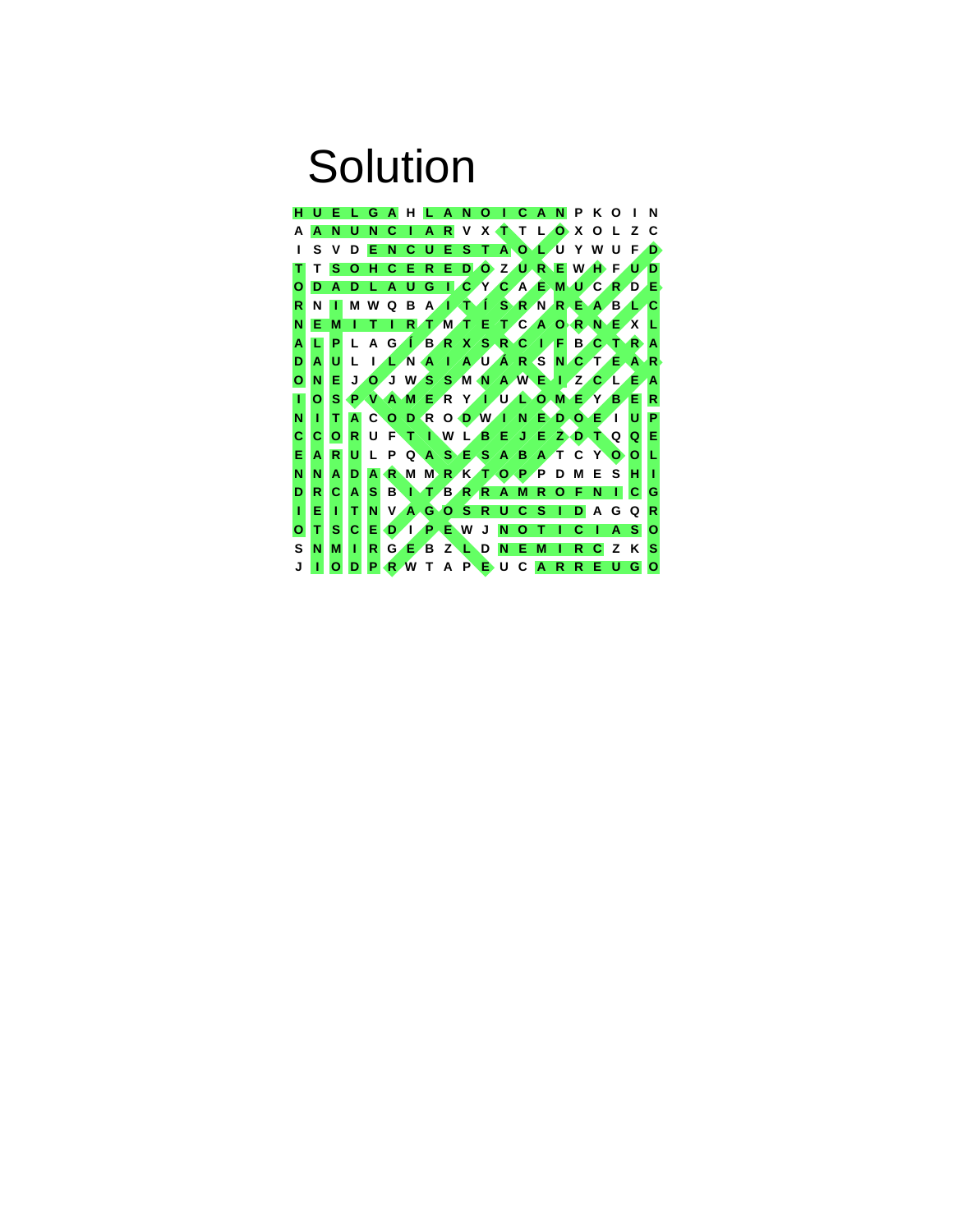# Solution

```
H U E L G A H L A N O I C A N P K O I N
A A N U N C I A R V X T T L O X O L Z C
I S V D E N C U E S T A O L U Y W U F D
T T S O H C E R E D O Z U R E W H F U D
O D A D L A U G I C Y C A E M U C R D E
R N I M W Q B A I T Í S R N R E A B L C
N E M I T I R T M T E T C A O R N E X L
A L P L A G Í B R X S R C I F B C T R A
D A U L I L N A I A U Á R S N C T E A R
O N E J O J W S S M N A W E I Z C L E A
I O S P V A M E R Y I U L O M E Y B E R
N I T A C O D R O D W I N E D O E I U P
C C O R U F T I W L B E J E Z D T Q Q E
E A R U L P Q A S E S A B A T C Y O O L
N N A D A R M M R K T O P P D M E S H I
D R C A S B I T B R R A M R O F N I C G
I E I T N V A G O S R U C S I D A G Q R
O T S C E D I P E W J N O T I C I A S O
S N M I R G E B Z L D N E M I R C Z K S
J I O D P R W T A P E U C A R R E U G O
```